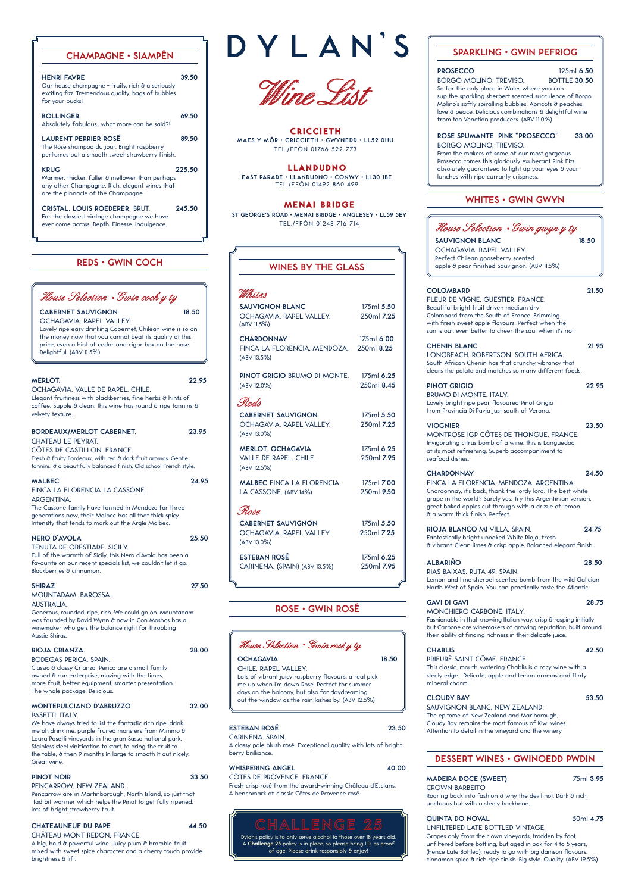# DYLAN'S

## Wine List

### CRICCIETH
MAES Y MÔR • CRICCIETH • GWYNEDD • LL52 0HU
TEL./FFÔN 01766 522 773

### LLANDUDNO
EAST PARADE • LLANDUDNO • CONWY • LL30 1BE
TEL./FFÔN 01492 860 499

### MENAI BRIDGE
ST GEORGE'S ROAD • MENAI BRIDGE • ANGLESEY • LL59 5EY
TEL./FFÔN 01248 716 714

## CHAMPAGNE • SIAMPÊN

**HENRI FAVRE** — 39.50
Our house champagne - fruity, rich & a seriously exciting fizz. Tremendous quality, bags of bubbles for your bucks!

**BOLLINGER** — 69.50
Absolutely fabulous...what more can be said?!

**LAURENT PERRIER ROSÉ** — 89.50
The Rose shampoo du jour. Bright raspberry perfumes but a smooth sweet strawberry finish.

**KRUG** — 225.50
Warmer, thicker, fuller & mellower than perhaps any other Champagne. Rich, elegant wines that are the pinnacle of the Champagne.

**CRISTAL. LOUIS ROEDERER.** BRUT. — 245.50
For the classiest vintage champagne we have ever come across. Depth. Finesse. Indulgence.

## REDS • GWIN COCH

*House Selection • Gwin coch y ty*

**CABERNET SAUVIGNON** — 18.50
OCHAGAVIA. RAPEL VALLEY.
Lovely ripe easy drinking Cabernet. Chilean wine is so on the money now that you cannot beat its quality at this price, even a hint of cedar and cigar box on the nose. Delightful. (ABV 11.5%)

**MERLOT.** — 22.95
OCHAGAVIA. VALLE DE RAPEL. CHILE.
Elegant fruitiness with blackberries, fine herbs & hints of coffee. Supple & clean, this wine has round & ripe tannins & velvety texture.

**BORDEAUX/MERLOT CABERNET.** — 23.95
CHATEAU LE PEYRAT.
CÔTES DE CASTILLON. FRANCE.
Fresh & fruity Bordeaux, with red & dark fruit aromas. Gentle tannins, & a beautifully balanced finish. Old school French style.

**MALBEC** — 24.95
FINCA LA FLORENCIA LA CASSONE.
ARGENTINA.
The Cassone family have farmed in Mendoza for three generations now, their Malbec has all that thick spicy intensity that tends to mark out the Argie Malbec.

**NERO D'AVOLA** — 25.50
TENUTA DE ORESTIADE. SICILY.
Full of the warmth of Sicily, this Nero d'Avola has been a favourite on our recent specials list, we couldn't let it go. Blackberries & cinnamon.

**SHIRAZ** — 27.50
MOUNTADAM. BAROSSA.
AUSTRALIA.
Generous, rounded, ripe, rich. We could go on. Mountadam was founded by David Wynn & now in Con Moshos has a winemaker who gets the balance right for throbbing Aussie Shiraz.

**RIOJA CRIANZA.** — 28.00
BODEGAS PERICA. SPAIN.
Classic & classy Crianza. Perica are a small family owned & run enterprise, moving with the times, more fruit, better equipment, smarter presentation. The whole package. Delicious.

**MONTEPULCIANO D'ABRUZZO** — 32.00
PASETTI. ITALY.
We have always tried to list the fantastic rich ripe, drink me oh drink me, purple fruited monsters from Mimmo & Laura Pasetti vineyards in the gran Sasso national park. Stainless steel vinification to start, to bring the fruit to the table, & then 9 months in large to smooth it out nicely. Great wine.

**PINOT NOIR** — 33.50
PENCARROW. NEW ZEALAND.
Pencarrow are in Martinborough, North Island, so just that tad bit warmer which helps the Pinot to get fully ripened, lots of bright strawberry fruit.

**CHATEAUNEUF DU PAPE** — 44.50
CHÂTEAU MONT REDON. FRANCE.
A big, bold & powerful wine. Juicy plum & bramble fruit mixed with sweet spice character and a cherry touch provide brightness & lift.

## WINES BY THE GLASS

*Whites*

| Wine | 175ml | 250ml |
|---|---|---|
| **SAUVIGNON BLANC** OCHAGAVIA. RAPEL VALLEY. (ABV 11.5%) | 5.50 | 7.25 |
| **CHARDONNAY** FINCA LA FLORENCIA. MENDOZA. (ABV 13.5%) | 6.00 | 8.25 |
| **PINOT GRIGIO** BRUMO DI MONTE. (ABV 12.0%) | 6.25 | 8.45 |

*Reds*

| Wine | 175ml | 250ml |
|---|---|---|
| **CABERNET SAUVIGNON** OCHAGAVIA. RAPEL VALLEY. (ABV 13.0%) | 5.50 | 7.25 |
| **MERLOT. OCHAGAVIA.** VALLE DE RAPEL. CHILE. (ABV 12.5%) | 6.25 | 7.95 |
| **MALBEC** FINCA LA FLORENCIA. LA CASSONE. (ABV 14%) | 7.00 | 9.50 |

*Rose*

| Wine | 175ml | 250ml |
|---|---|---|
| **CABERNET SAUVIGNON** OCHAGAVIA. RAPEL VALLEY. (ABV 13.0%) | 5.50 | 7.25 |
| **ESTEBAN ROSÉ** CARINENA. (SPAIN) (ABV 13.5%) | 6.25 | 7.95 |

## ROSE • GWIN ROSÉ

*House Selection • Gwin rosé y ty*

**OCHAGAVIA** — 18.50
CHILE. RAPEL VALLEY.
Lots of vibrant juicy raspberry flavours, a real pick me up when I'm down Rose. Perfect for summer days on the balcony, but also for daydreaming out the window as the rain lashes by. (ABV 12.5%)

**ESTEBAN ROSÉ** — 23.50
CARINENA. SPAIN.
A classy pale blush rosé. Exceptional quality with lots of bright berry brilliance.

**WHISPERING ANGEL** — 40.00
CÔTES DE PROVENCE. FRANCE.
Fresh crisp rosé from the award-winning Château d'Esclans. A benchmark of classic Côtes de Provence rosé.

### CHALLENGE 25
Dylan's policy is to only serve alcohol to those over 18 years old. A **Challenge 25** policy is in place, so please bring I.D. as proof of age. Please drink responsibly & enjoy!

## SPARKLING • GWIN PEFRIOG

**PROSECCO** — 125ml 6.50
BORGO MOLINO. TREVISO. — BOTTLE 30.50
So far the only place in Wales where you can sup the sparkling sherbert scented succulence of Borgo Molino's softly spiralling bubbles. Apricots & peaches, love & peace. Delicious combinations & delightful wine from top Venetian producers. (ABV 11.0%)

**ROSE SPUMANTE. PINK "PROSECCO"** — 33.00
BORGO MOLINO. TREVISO.
From the makers of some of our most gorgeous Prosecco comes this gloriously exuberant Pink Fizz, absolutely guaranteed to light up your eyes & your lunches with ripe curranty crispness.

## WHITES • GWIN GWYN

*House Selection • Gwin gwyn y ty*

**SAUVIGNON BLANC** — 18.50
OCHAGAVIA. RAPEL VALLEY.
Perfect Chilean gooseberry scented apple & pear finished Sauvignon. (ABV 11.5%)

**COLOMBARD** — 21.50
FLEUR DE VIGNE. GUESTIER. FRANCE.
Beautiful bright fruit driven medium dry Colombard from the South of France. Brimming with fresh sweet apple flavours. Perfect when the sun is out, even better to cheer the soul when it's not.

**CHENIN BLANC** — 21.95
LONGBEACH. ROBERTSON. SOUTH AFRICA.
South African Chenin has that crunchy vibrancy that clears the palate and matches so many different foods.

**PINOT GRIGIO** — 22.95
BRUMO DI MONTE. ITALY.
Lovely bright ripe pear flavoured Pinot Grigio from Provincia Di Pavia just south of Verona.

**VIOGNIER** — 23.50
MONTROSE IGP CÔTES DE THONGUE. FRANCE.
Invigorating citrus bomb of a wine, this is Languedoc at its most refreshing. Superb accompaniment to seafood dishes.

**CHARDONNAY** — 24.50
FINCA LA FLORENCIA. MENDOZA. ARGENTINA.
Chardonnay, it's back, thank the lordy lord. The best white grape in the world? Surely yes. Try this Argentinian version, great baked apples cut through with a drizzle of lemon & a warm thick finish. Perfect.

**RIOJA BLANCO** MI VILLA. SPAIN. — 24.75
Fantastically bright unoaked White Rioja, fresh & vibrant. Clean limes & crisp apple. Balanced elegant finish.

**ALBARIÑO** — 28.50
RIAS BAIXAS. RUTA 49. SPAIN.
Lemon and lime sherbet scented bomb from the wild Galician North West of Spain. You can practically taste the Atlantic.

**GAVI DI GAVI** — 28.75
MONCHIERO CARBONE. ITALY.
Fashionable in that knowing Italian way, crisp & rasping initially but Carbone are winemakers of growing reputation, built around their ability at finding richness in their delicate juice.

**CHABLIS** — 42.50
PRIEURÉ SAINT CÔME. FRANCE.
This classic, mouth-watering Chablis is a racy wine with a steely edge. Delicate, apple and lemon aromas and flinty mineral charm.

**CLOUDY BAY** — 53.50
SAUVIGNON BLANC. NEW ZEALAND.
The epitome of New Zealand and Marlborough, Cloudy Bay remains the most famous of Kiwi wines. Attention to detail in the vineyard and the winery

## DESSERT WINES • GWINOEDD PWDIN

**MADEIRA DOCE (SWEET)** — 75ml 3.95
CROWN BARBEITO
Roaring back into fashion & why the devil not. Dark & rich, unctuous but with a steely backbone.

**QUINTA DO NOVAL** — 50ml 4.75
UNFILTERED LATE BOTTLED VINTAGE.
Grapes only from their own vineyards, trodden by foot, unfiltered before bottling, but aged in oak for 4 to 5 years, (hence Late Bottled), ready to go with big damson flavours, cinnamon spice & rich ripe finish. Big style. Quality. (ABV 19.5%)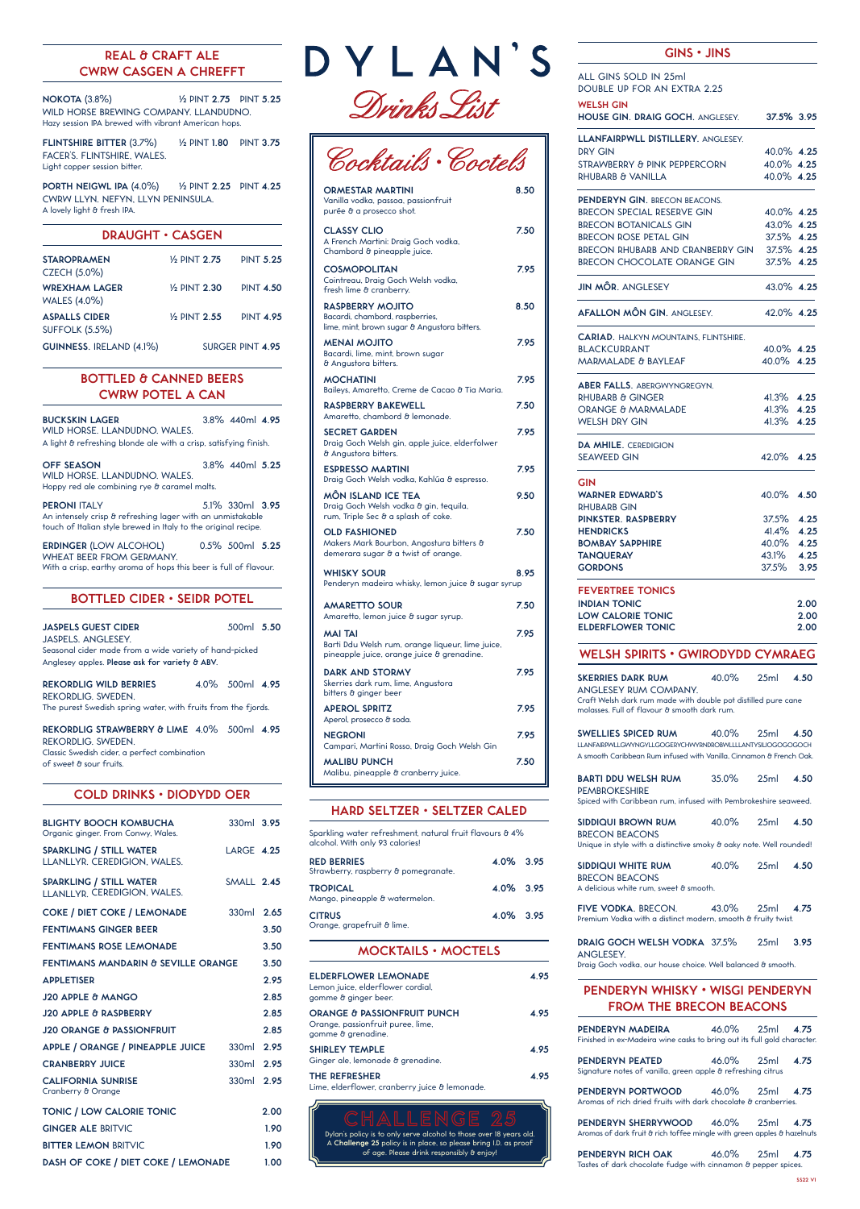# DYLAN'S

## Drinks List

## REAL & CRAFT ALE
## CWRW CASGEN A CHREFFT

**NOKOTA** (3.8%) — ½ PINT **2.75** — PINT **5.25**
WILD HORSE BREWING COMPANY. LLANDUDNO.
Hazy session IPA brewed with vibrant American hops.

**FLINTSHIRE BITTER** (3.7%) — ½ PINT **1.80** — PINT **3.75**
FACER'S. FLINTSHIRE. WALES.
Light copper session bitter.

**PORTH NEIGWL IPA** (4.0%) — ½ PINT **2.25** — PINT **4.25**
CWRW LLYN. NEFYN. LLYN PENINSULA.
A lovely light & fresh IPA.

## DRAUGHT • CASGEN

| | | |
|---|---|---|
| **STAROPRAMEN** CZECH (5.0%) | ½ PINT **2.75** | PINT **5.25** |
| **WREXHAM LAGER** WALES (4.0%) | ½ PINT **2.30** | PINT **4.50** |
| **ASPALLS CIDER** SUFFOLK (5.5%) | ½ PINT **2.55** | PINT **4.95** |
| **GUINNESS.** IRELAND (4.1%) | | SURGER PINT **4.95** |

## BOTTLED & CANNED BEERS
## CWRW POTEL A CAN

**BUCKSKIN LAGER** — 3.8% 440ml **4.95**
WILD HORSE. LLANDUDNO. WALES.
A light & refreshing blonde ale with a crisp, satisfying finish.

**OFF SEASON** — 3.8% 440ml **5.25**
WILD HORSE. LLANDUDNO. WALES.
Hoppy red ale combining rye & caramel malts.

**PERONI** ITALY — 5.1% 330ml **3.95**
An intensely crisp & refreshing lager with an unmistakable touch of Italian style brewed in Italy to the original recipe.

**ERDINGER** (LOW ALCOHOL) — 0.5% 500ml **5.25**
WHEAT BEER FROM GERMANY.
With a crisp, earthy aroma of hops this beer is full of flavour.

## BOTTLED CIDER • SEIDR POTEL

**JASPELS GUEST CIDER** — 500ml **5.50**
JASPELS. ANGLESEY.
Seasonal cider made from a wide variety of hand-picked Anglesey apples. **Please ask for variety & ABV.**

**REKORDLIG WILD BERRIES** — 4.0% 500ml **4.95**
REKORDLIG. SWEDEN.
The purest Swedish spring water, with fruits from the fjords.

**REKORDLIG STRAWBERRY & LIME** — 4.0% 500ml **4.95**
REKORDLIG. SWEDEN.
Classic Swedish cider, a perfect combination of sweet & sour fruits.

## COLD DRINKS • DIODYDD OER

| | | |
|---|---|---|
| **BLIGHTY BOOCH KOMBUCHA** Organic ginger. From Conwy, Wales. | 330ml | **3.95** |
| **SPARKLING / STILL WATER** LLANLLYR. CEREDIGION. WALES. | LARGE | **4.25** |
| **SPARKLING / STILL WATER** LLANLLYR. CEREDIGION. WALES. | SMALL | **2.45** |
| **COKE / DIET COKE / LEMONADE** | 330ml | **2.65** |
| **FENTIMANS GINGER BEER** | | **3.50** |
| **FENTIMANS ROSE LEMONADE** | | **3.50** |
| **FENTIMANS MANDARIN & SEVILLE ORANGE** | | **3.50** |
| **APPLETISER** | | **2.95** |
| **J2O APPLE & MANGO** | | **2.85** |
| **J2O APPLE & RASPBERRY** | | **2.85** |
| **J2O ORANGE & PASSIONFRUIT** | | **2.85** |
| **APPLE / ORANGE / PINEAPPLE JUICE** | 330ml | **2.95** |
| **CRANBERRY JUICE** | 330ml | **2.95** |
| **CALIFORNIA SUNRISE** Cranberry & Orange | 330ml | **2.95** |
| **TONIC / LOW CALORIE TONIC** | | **2.00** |
| **GINGER ALE** BRITVIC | | **1.90** |
| **BITTER LEMON** BRITVIC | | **1.90** |
| **DASH OF COKE / DIET COKE / LEMONADE** | | **1.00** |

## Cocktails • Coctels

| | |
|---|---|
| **ORMESTAR MARTINI** Vanilla vodka, passoa, passionfruit purée & a prosecco shot. | 8.50 |
| **CLASSY CLIO** A French Martini: Draig Goch vodka, Chambord & pineapple juice. | 7.50 |
| **COSMOPOLITAN** Cointreau, Draig Goch Welsh vodka, fresh lime & cranberry. | 7.95 |
| **RASPBERRY MOJITO** Bacardi, chambord, raspberries, lime, mint, brown sugar & Angustora bitters. | 8.50 |
| **MENAI MOJITO** Bacardi, lime, mint, brown sugar & Angustora bitters. | 7.95 |
| **MOCHATINI** Baileys, Amaretto, Creme de Cacao & Tia Maria. | 7.95 |
| **RASPBERRY BAKEWELL** Amaretto, chambord & lemonade. | 7.50 |
| **SECRET GARDEN** Draig Goch Welsh gin, apple juice, elderfolwer & Angustora bitters. | 7.95 |
| **ESPRESSO MARTINI** Draig Goch Welsh vodka, Kahlúa & espresso. | 7.95 |
| **MÔN ISLAND ICE TEA** Draig Goch Welsh vodka & gin, tequila, rum, Triple Sec & a splash of coke. | 9.50 |
| **OLD FASHIONED** Makers Mark Bourbon, Angostura bitters & demerara sugar & a twist of orange. | 7.50 |
| **WHISKY SOUR** Penderyn madeira whisky, lemon juice & sugar syrup. | 8.95 |
| **AMARETTO SOUR** Amaretto, lemon juice & sugar syrup. | 7.50 |
| **MAI TAI** Barti Ddu Welsh rum, orange liqueur, lime juice, pineapple juice, orange juice & grenadine. | 7.95 |
| **DARK AND STORMY** Skerries dark rum, lime, Angustora bitters & ginger beer | 7.95 |
| **APEROL SPRITZ** Aperol, prosecco & soda. | 7.95 |
| **NEGRONI** Campari, Martini Rosso, Draig Goch Welsh Gin | 7.95 |
| **MALIBU PUNCH** Malibu, pineapple & cranberry juice. | 7.50 |

## HARD SELTZER • SELTZER CALED

Sparkling water refreshment, natural fruit flavours & 4% alcohol. With only 93 calories!

| | | |
|---|---|---|
| **RED BERRIES** Strawberry, raspberry & pomegranate. | 4.0% | 3.95 |
| **TROPICAL** Mango, pineapple & watermelon. | 4.0% | 3.95 |
| **CITRUS** Orange, grapefruit & lime. | 4.0% | 3.95 |

## MOCKTAILS • MOCTELS

| | |
|---|---|
| **ELDERFLOWER LEMONADE** Lemon juice, elderflower cordial, gomme & ginger beer. | 4.95 |
| **ORANGE & PASSIONFRUIT PUNCH** Orange, passionfruit puree, lime, gomme & grenadine. | 4.95 |
| **SHIRLEY TEMPLE** Ginger ale, lemonade & grenadine. | 4.95 |
| **THE REFRESHER** Lime, elderflower, cranberry juice & lemonade. | 4.95 |

### CHALLENGE 25

Dylan's policy is to only serve alcohol to those over 18 years old. A **Challenge 25** policy is in place, so please bring I.D. as proof of age. Please drink responsibly & enjoy!

## GINS • JINS

ALL GINS SOLD IN 25ml
DOUBLE UP FOR AN EXTRA 2.25

### WELSH GIN

| | | |
|---|---|---|
| **HOUSE GIN. DRAIG GOCH.** ANGLESEY. | 37.5% | 3.95 |
| **LLANFAIRPWLL DISTILLERY.** ANGLESEY. | | |
| DRY GIN | 40.0% | 4.25 |
| STRAWBERRY & PINK PEPPERCORN | 40.0% | 4.25 |
| RHUBARB & VANILLA | 40.0% | 4.25 |
| **PENDERYN GIN.** BRECON BEACONS. | | |
| BRECON SPECIAL RESERVE GIN | 40.0% | 4.25 |
| BRECON BOTANICALS GIN | 43.0% | 4.25 |
| BRECON ROSE PETAL GIN | 37.5% | 4.25 |
| BRECON RHUBARB AND CRANBERRY GIN | 37.5% | 4.25 |
| BRECON CHOCOLATE ORANGE GIN | 37.5% | 4.25 |
| **JIN MÔR.** ANGLESEY | 43.0% | 4.25 |
| **AFALLON MÔN GIN.** ANGLESEY. | 42.0% | 4.25 |
| **CARIAD.** HALKYN MOUNTAINS, FLINTSHIRE. | | |
| BLACKCURRANT | 40.0% | 4.25 |
| MARMALADE & BAYLEAF | 40.0% | 4.25 |
| **ABER FALLS.** ABERGWYNGREGYN. | | |
| RHUBARB & GINGER | 41.3% | 4.25 |
| ORANGE & MARMALADE | 41.3% | 4.25 |
| WELSH DRY GIN | 41.3% | 4.25 |
| **DA MHILE.** CEREDIGION | | |
| SEAWEED GIN | 42.0% | 4.25 |

### GIN

| | | |
|---|---|---|
| **WARNER EDWARD'S** RHUBARB GIN | 40.0% | 4.50 |
| **PINKSTER.** RASPBERRY | 37.5% | 4.25 |
| **HENDRICKS** | 41.4% | 4.25 |
| **BOMBAY SAPPHIRE** | 40.0% | 4.25 |
| **TANQUERAY** | 43.1% | 4.25 |
| **GORDONS** | 37.5% | 3.95 |

### FEVERTREE TONICS

| | |
|---|---|
| **INDIAN TONIC** | 2.00 |
| **LOW CALORIE TONIC** | 2.00 |
| **ELDERFLOWER TONIC** | 2.00 |

## WELSH SPIRITS • GWIRODYDD CYMRAEG

**SKERRIES DARK RUM** — 40.0% 25ml **4.50**
ANGLESEY RUM COMPANY.
Craft Welsh dark rum made with double pot distilled pure cane molasses. Full of flavour & smooth dark rum.

**SWELLIES SPICED RUM** — 40.0% 25ml **4.50**
LLANFAIRPWLLGWYNGYLLGOGERYCHWYRNDROBWLLLLANTYSILIOGOGOGOCH
A smooth Caribbean Rum infused with Vanilla, Cinnamon & French Oak.

**BARTI DDU WELSH RUM** — 35.0% 25ml **4.50**
PEMBROKESHIRE
Spiced with Caribbean rum, infused with Pembrokeshire seaweed.

**SIDDIQUI BROWN RUM** — 40.0% 25ml **4.50**
BRECON BEACONS
Unique in style with a distinctive smoky & oaky note. Well rounded!

**SIDDIQUI WHITE RUM** — 40.0% 25ml **4.50**
BRECON BEACONS
A delicious white rum, sweet & smooth.

**FIVE VODKA.** BRECON. — 43.0% 25ml **4.75**
Premium Vodka with a distinct modern, smooth & fruity twist.

**DRAIG GOCH WELSH VODKA** — 37.5% 25ml **3.95**
ANGLESEY.
Draig Goch vodka, our house choice. Well balanced & smooth.

## PENDERYN WHISKY • WISGI PENDERYN FROM THE BRECON BEACONS

**PENDERYN MADEIRA** — 46.0% 25ml **4.75**
Finished in ex-Madeira wine casks to bring out its full gold character.

**PENDERYN PEATED** — 46.0% 25ml **4.75**
Signature notes of vanilla, green apple & refreshing citrus

**PENDERYN PORTWOOD** — 46.0% 25ml **4.75**
Aromas of rich dried fruits with dark chocolate & cranberries.

**PENDERYN SHERRYWOOD** — 46.0% 25ml **4.75**
Aromas of dark fruit & rich toffee mingle with green apples & hazelnuts

**PENDERYN RICH OAK** — 46.0% 25ml **4.75**
Tastes of dark chocolate fudge with cinnamon & pepper spices.

SS22 V1